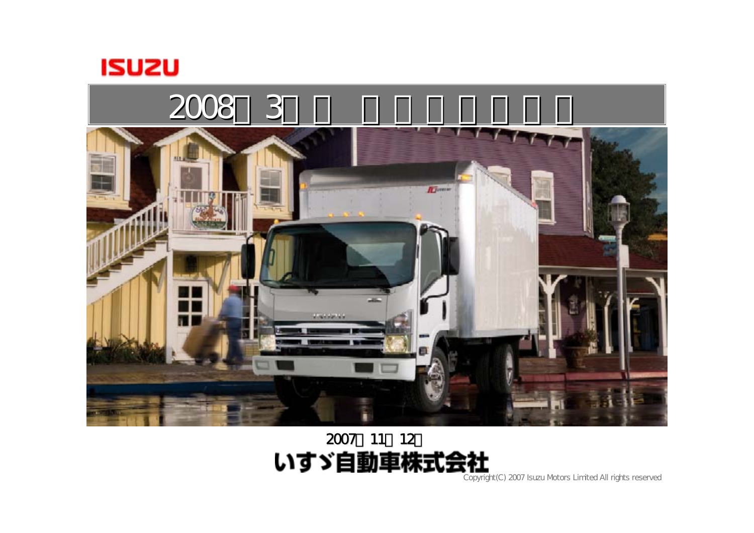ISUZU

# 2008年3月期 中間決算説明会

2007年11月12日

いすゞ自動車株式会社

Copyright(C) 2007 Isuzu Motors Limited All rights reserved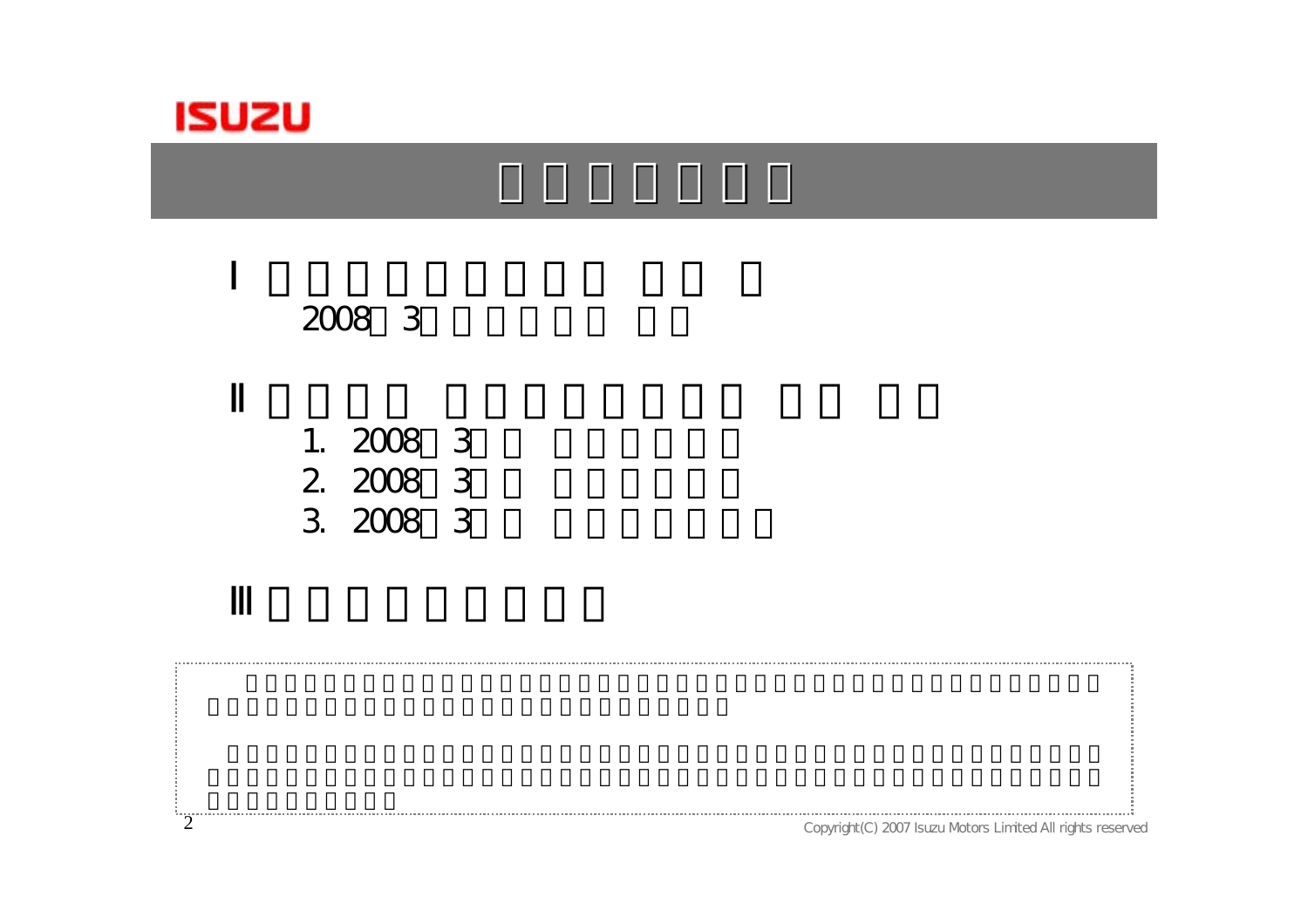Ⅰ

2008 3

Ⅱ

1. 2008 3
2. 2008 3
3. 2008 3

Ⅲ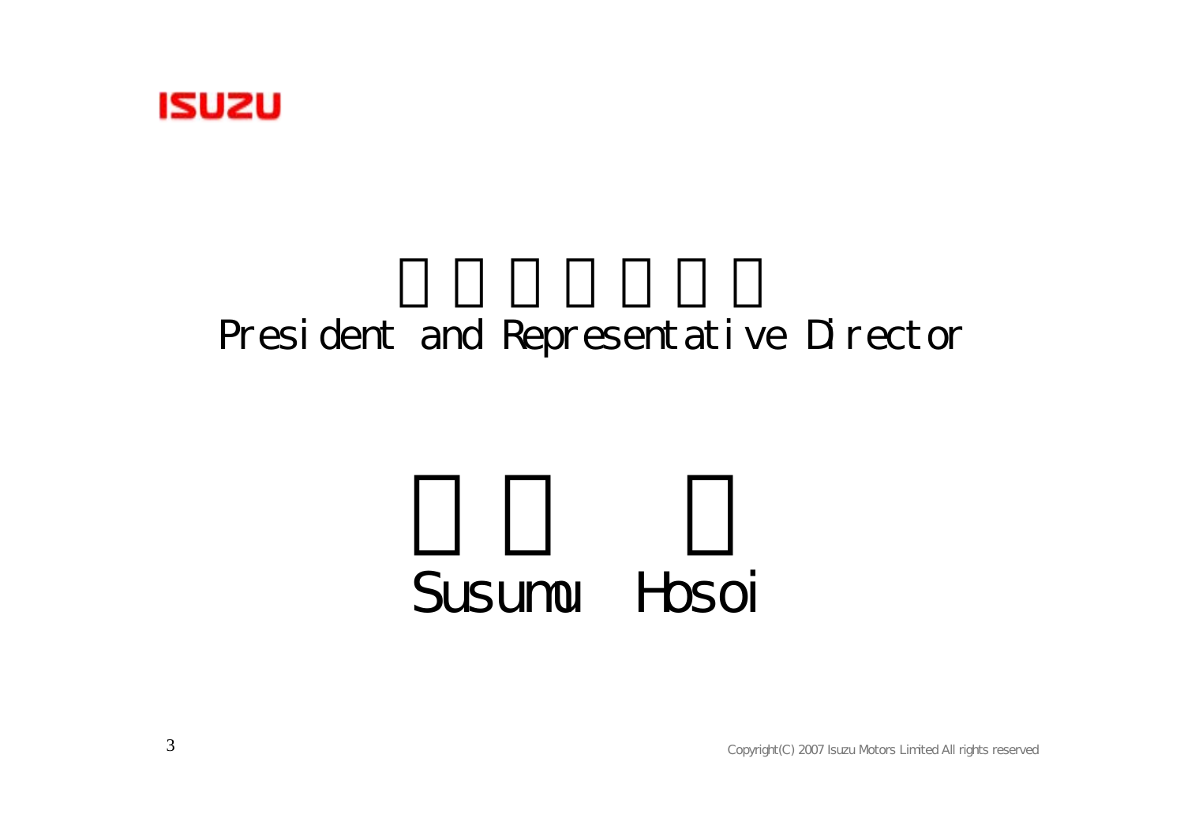President and Representative Director

Susumu Hosoi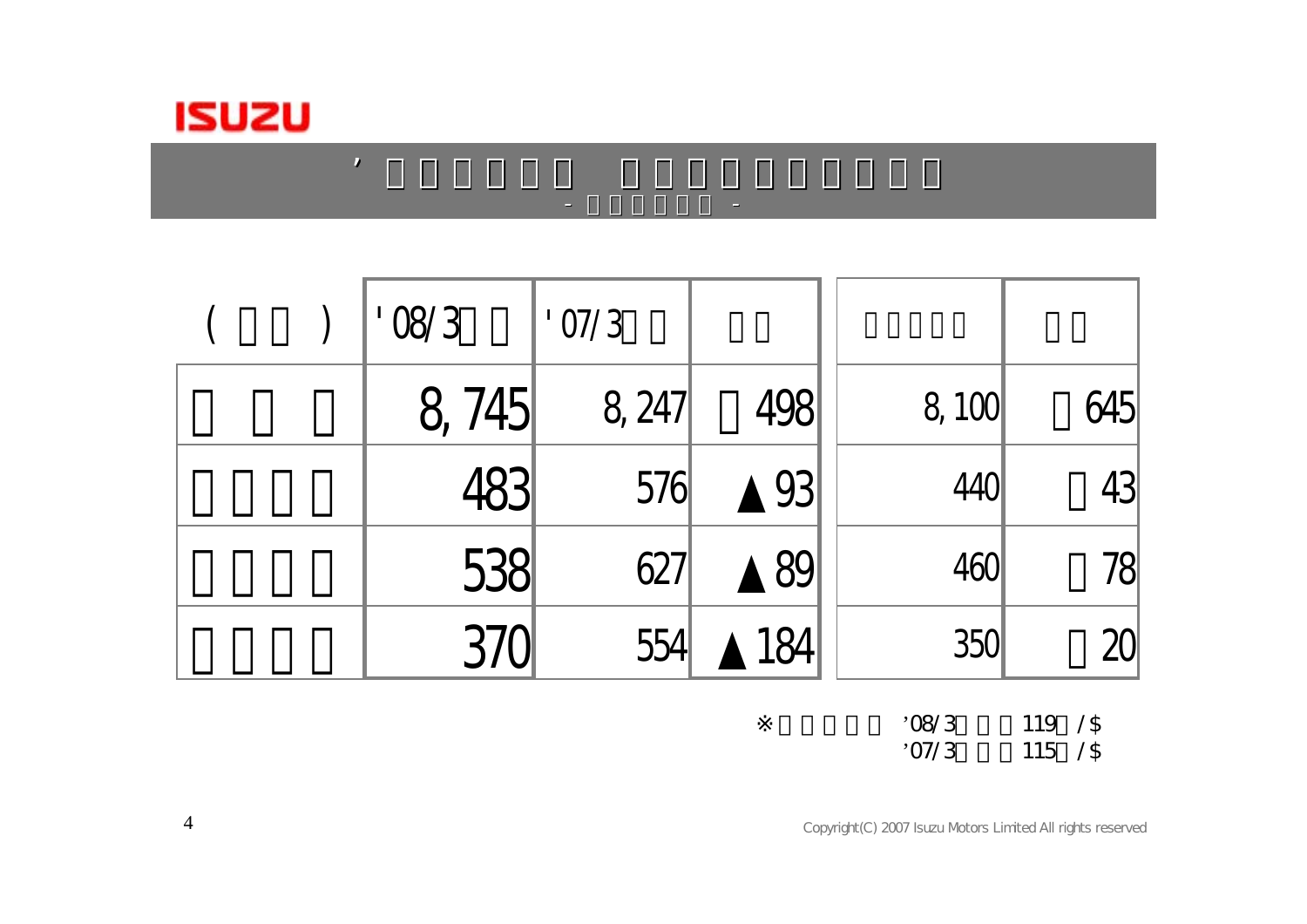# ’□□□□□□　□□□□□□□□□□

- □□□□□□ -

| (□□) | '08/3□□ | '07/3□□ | □□ | □□□□□ | □□ |
|---|---|---|---|---|---|
| □□□ | 8,745 | 8,247 | □498 | 8,100 | □645 |
| □□□□ | 483 | 576 | ▲93 | 440 | □43 |
| □□□□ | 538 | 627 | ▲89 | 460 | □78 |
| □□□□ | 370 | 554 | ▲184 | 350 | □20 |

※□□□□□　’08/3□□□119□/$
’07/3□□□115□/$

Copyright(C) 2007 Isuzu Motors Limited All rights reserved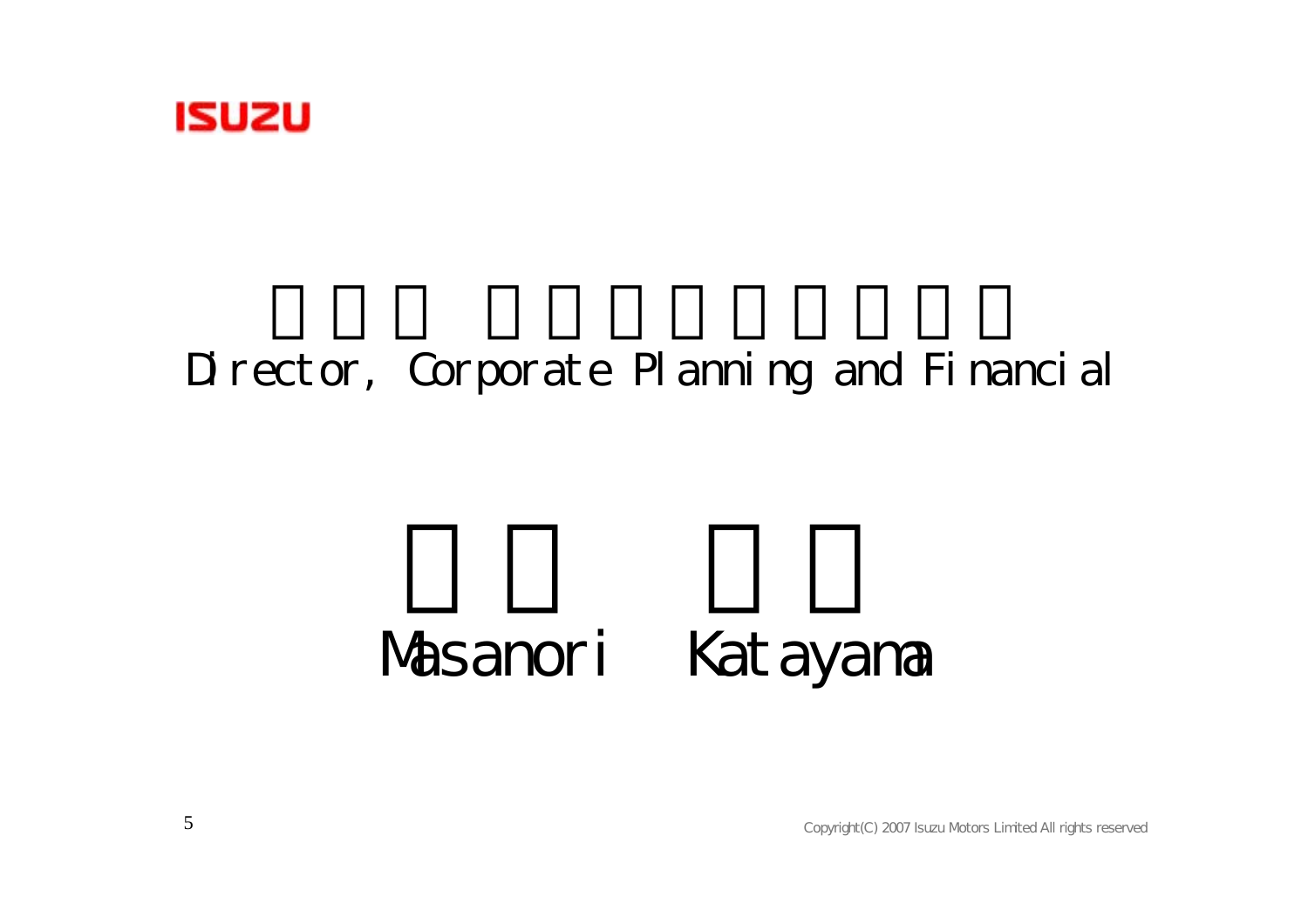ISUZU

Director, Corporate Planning and Financial

Masanori Katayama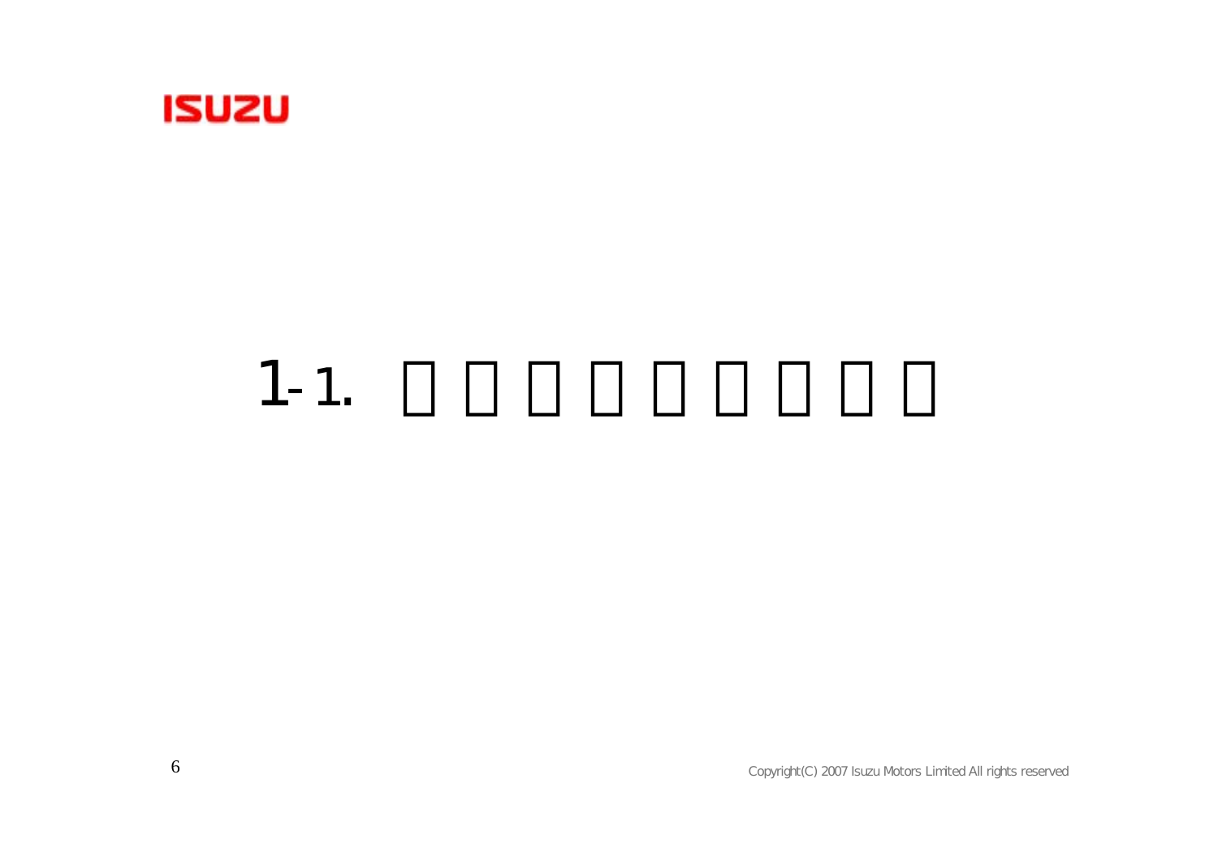# 1-1.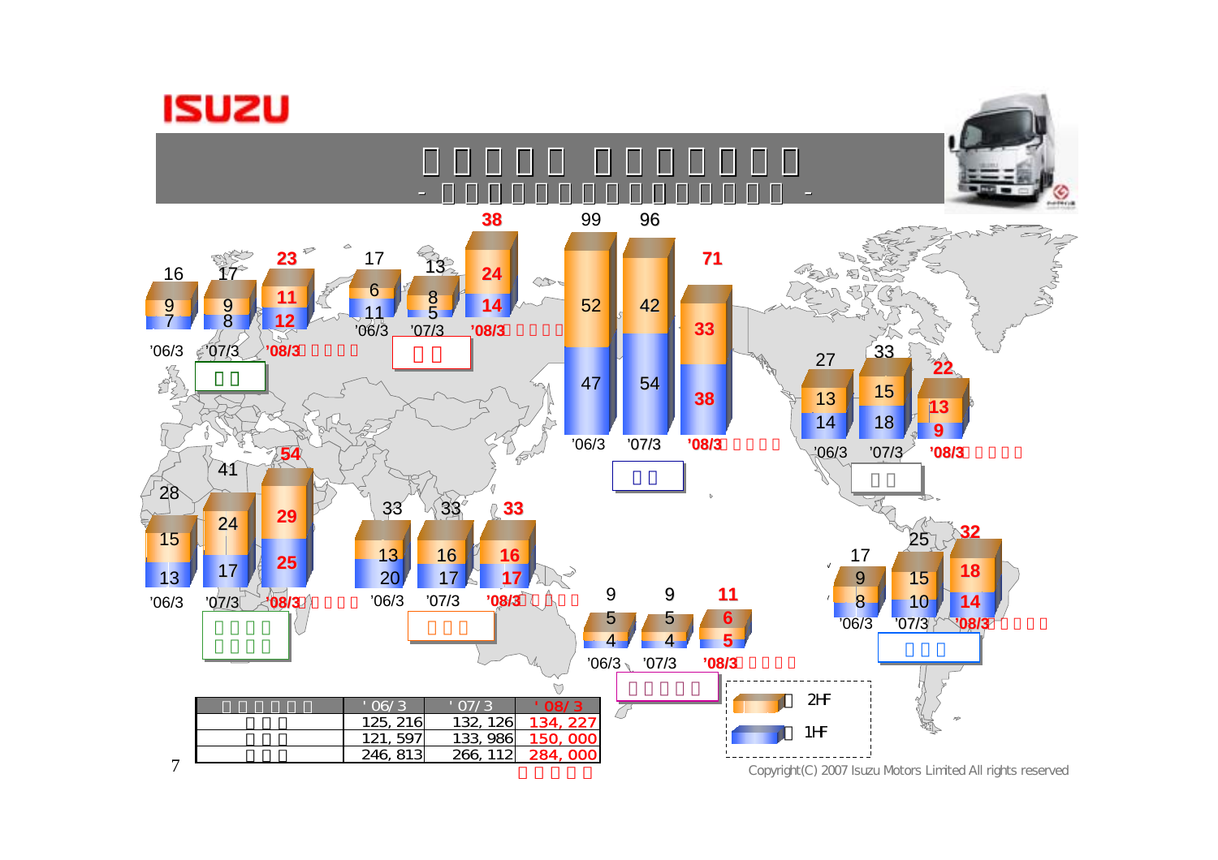| 2H | 1H |
|---|---|

| | '06/3 | '07/3 | '08/3 |
|---|---|---|---|
| | 125,216 | 132,126 | 134,227 |
| | 121,597 | 133,986 | 150,000 |
| | 246,813 | 266,112 | 284,000 |

| Region | '06/3 (1H / 2H / Total) | '07/3 (1H / 2H / Total) | '08/3 (1H / 2H / Total) |
|---|---|---|---|
| | 7 / 9 / 16 | 8 / 9 / 17 | 12 / 11 / 23 |
| | 11 / 6 / 17 | 5 / 8 / 13 | 14 / 24 / 38 |
| | 47 / 52 / 99 | 54 / 42 / 96 | 38 / 33 / 71 |
| | 14 / 13 / 27 | 18 / 15 / 33 | 9 / 13 / 22 |
| | 13 / 15 / 28 | 17 / 24 / 41 | 25 / 29 / 54 |
| | 20 / 13 / 33 | 17 / 16 / 33 | 17 / 16 / 33 |
| | 4 / 5 / 9 | 4 / 5 / 9 | 5 / 6 / 11 |
| | 8 / 9 / 17 | 10 / 15 / 25 | 14 / 18 / 32 |

Copyright(C) 2007 Isuzu Motors Limited All rights reserved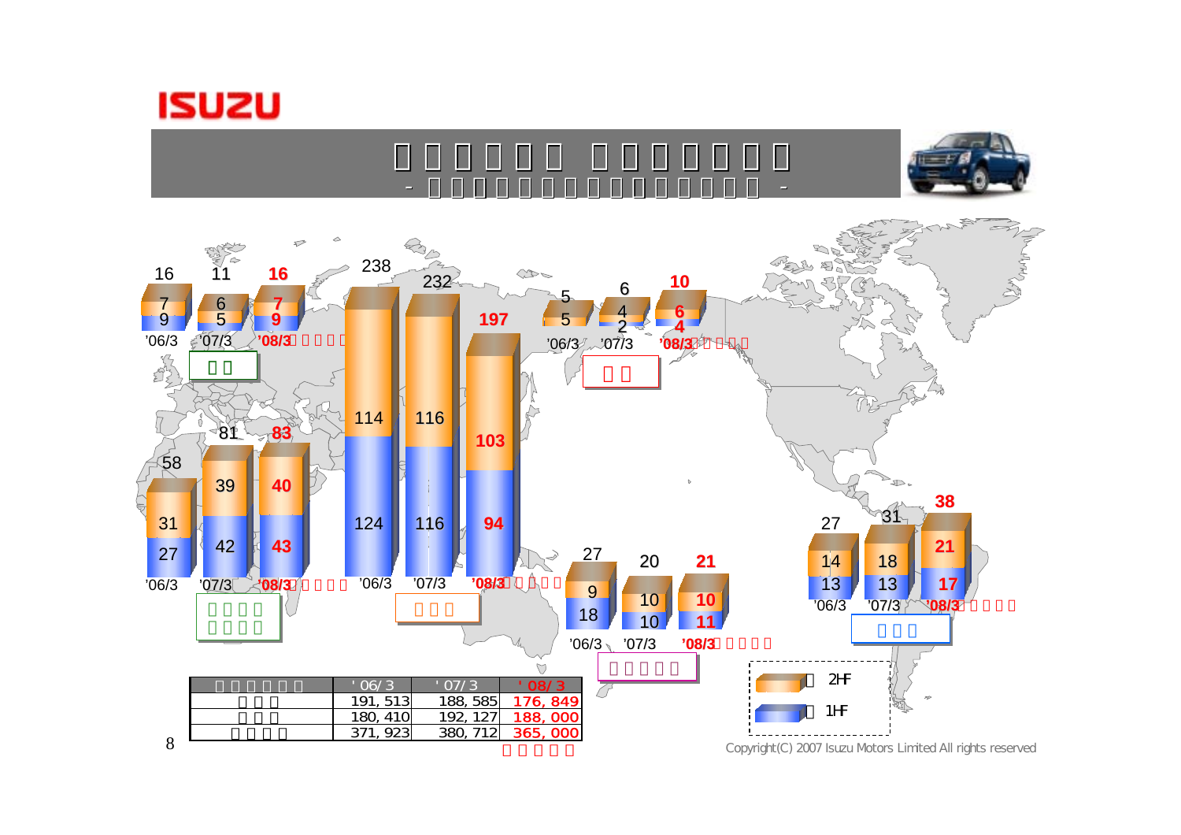| | '06/3 | '07/3 | '08/3 |
|---|---|---|---|
| | 191,513 | 188,585 | 176,849 |
| | 180,410 | 192,127 | 188,000 |
| | 371,923 | 380,712 | 365,000 |

| | 2HF | 1HF | Total |
|---|---|---|---|
| '06/3 | 7 | 9 | 16 |
| '07/3 | 6 | 5 | 11 |
| '08/3 | 7 | 9 | 16 |

| | 2HF | 1HF | Total |
|---|---|---|---|
| '06/3 | 31 | 27 | 58 |
| '07/3 | 39 | 42 | 81 |
| '08/3 | 40 | 43 | 83 |

| | 2HF | 1HF | Total |
|---|---|---|---|
| '06/3 | 114 | 124 | 238 |
| '07/3 | 116 | 116 | 232 |
| '08/3 | 103 | 94 | 197 |

| | 2HF | 1HF | Total |
|---|---|---|---|
| '06/3 | | 5 | 5 |
| '07/3 | 4 | 2 | 6 |
| '08/3 | 6 | 4 | 10 |

| | 2HF | 1HF | Total |
|---|---|---|---|
| '06/3 | 9 | 18 | 27 |
| '07/3 | 10 | 10 | 20 |
| '08/3 | 10 | 11 | 21 |

| | 2HF | 1HF | Total |
|---|---|---|---|
| '06/3 | 14 | 13 | 27 |
| '07/3 | 18 | 13 | 31 |
| '08/3 | 21 | 17 | 38 |

2HF
1HF

Copyright(C) 2007 Isuzu Motors Limited All rights reserved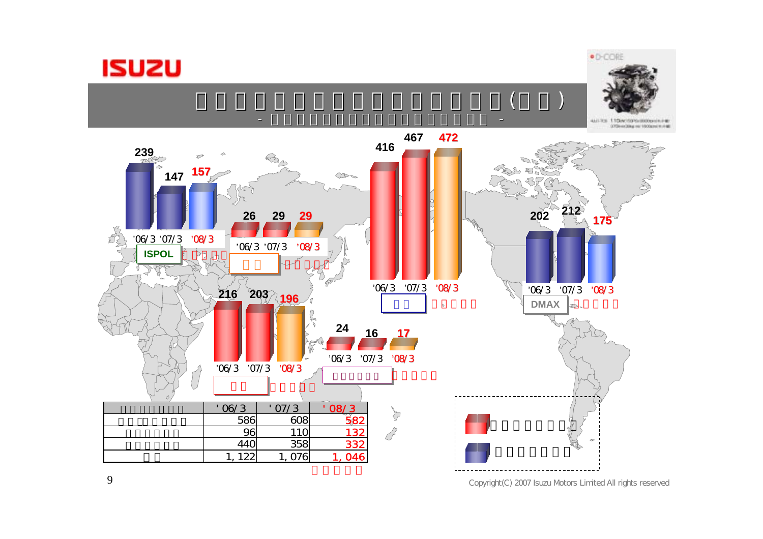ISUZU

# □□□□□□□□□□□□□□□□(□□)

\- □□□□□□□□□□□□□□□□□□ -

239 147 157
'06/3 '07/3 '08/3
ISPOL □□□□□

26 29 29
'06/3 '07/3 '08/3
□□ □□□□□

416 467 472
'06/3 '07/3 '08/3
□□ □□□□□

202 212 175
'06/3 '07/3 '08/3
DMAX □□□□□

216 203 196
'06/3 '07/3 '08/3
□□ □□□□□

24 16 17
'06/3 '07/3 '08/3
□□□□□□ □□□□□

| □□□□□□□ | '06/3 | '07/3 | '08/3 |
|---|---|---|---|
| □□□□□□□ | 586 | 608 | 582 |
| □□□□□□ | 96 | 110 | 132 |
| □□□□□□ | 440 | 358 | 332 |
| □□ | 1,122 | 1,076 | 1,046 |

□□□□□

□□□□□□□□ (red)

□□□□□□□ (blue)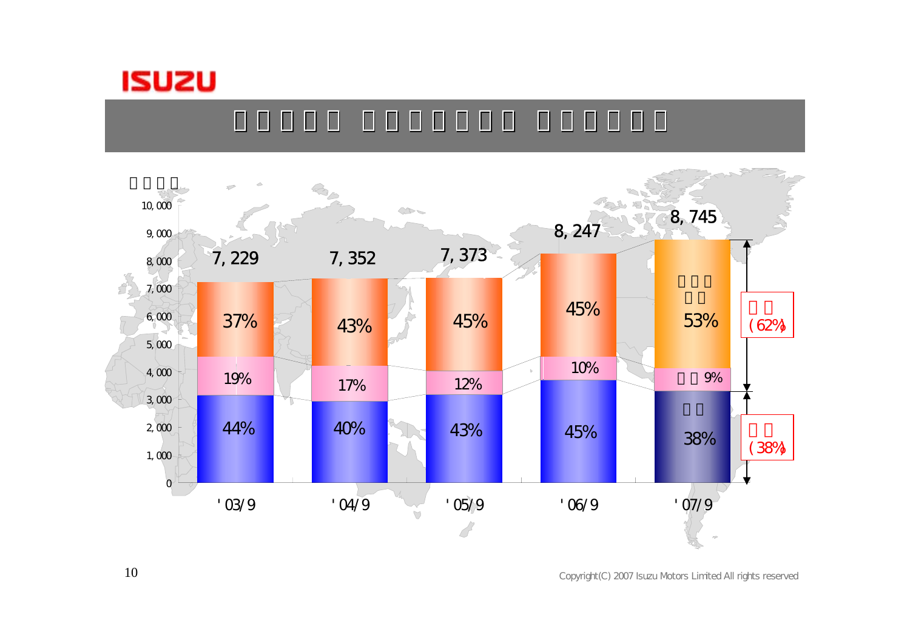# □□□□□ □□□□□□□ □□□□□□

□□□□

| | '03/9 | '04/9 | '05/9 | '06/9 | '07/9 |
|---|---|---|---|---|---|
| Total | 7,229 | 7,352 | 7,373 | 8,247 | 8,745 |
| □□□ □□ | 37% | 43% | 45% | 45% | 53% |
| □□ | 19% | 17% | 12% | 10% | 9% |
| □□ | 44% | 40% | 43% | 45% | 38% |

□□ (62%)

□□ (38%)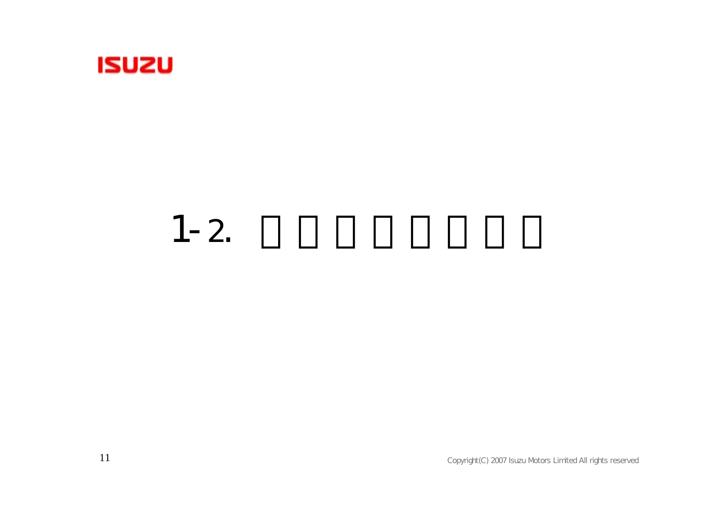# 1-2.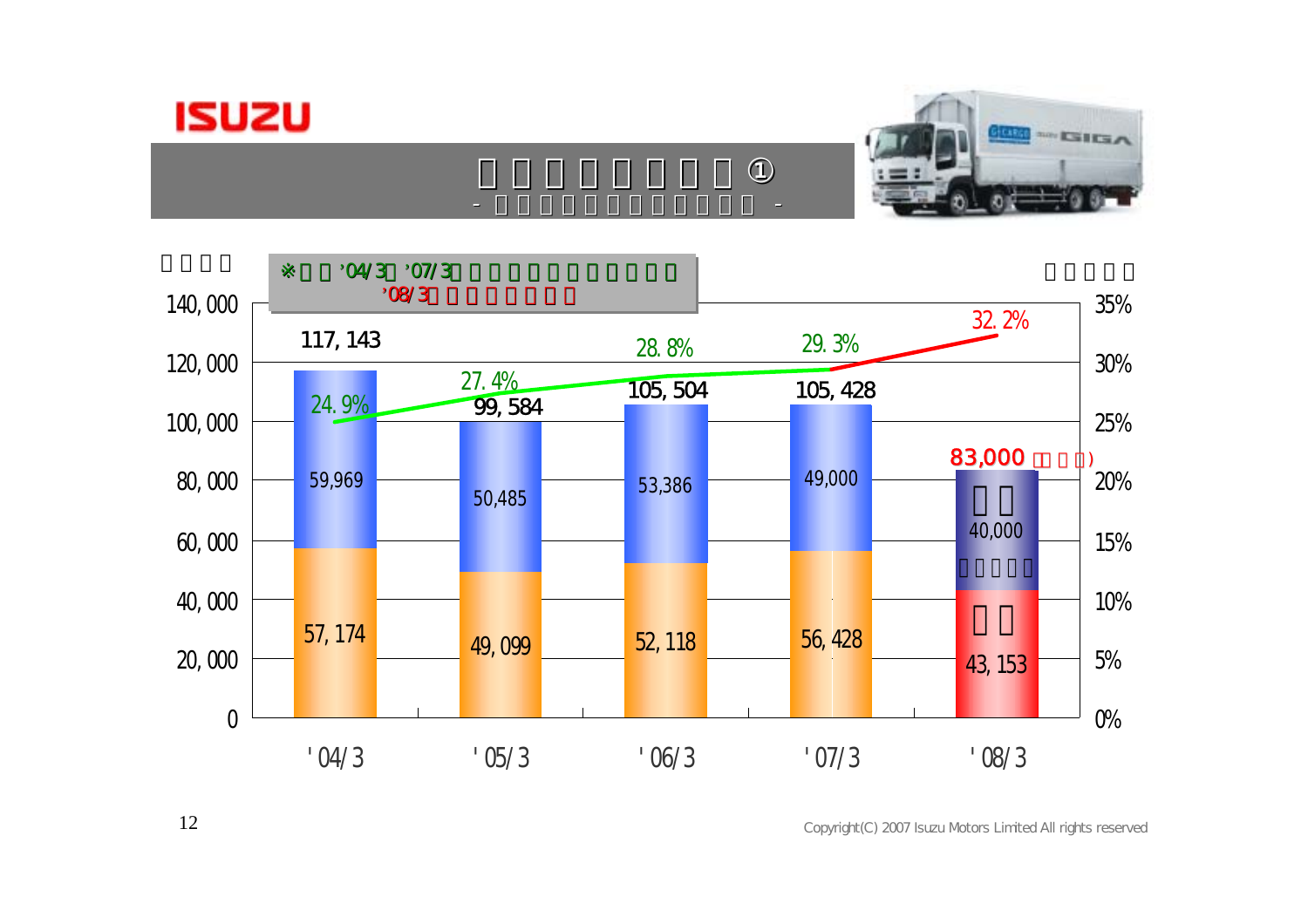ISUZU

# □□□□□□□□①

\- □□□□□□□□□□□□□□ -

※□□'04/3□'07/3□□□□□□□□□□□□□□
'08/3□□□□□□□□

| | '04/3 | '05/3 | '06/3 | '07/3 | '08/3 |
|---|---|---|---|---|---|
| 合計 | 117,143 | 99,584 | 105,504 | 105,428 | 83,000 □□□) |
| 上段 | 59,969 | 50,485 | 53,386 | 49,000 | □□ 40,000 □□□□□ |
| 下段 | 57,174 | 49,099 | 52,118 | 56,428 | □□ 43,153 |
| % | 24.9% | 27.4% | 28.8% | 29.3% | 32.2% |

Copyright(C) 2007 Isuzu Motors Limited All rights reserved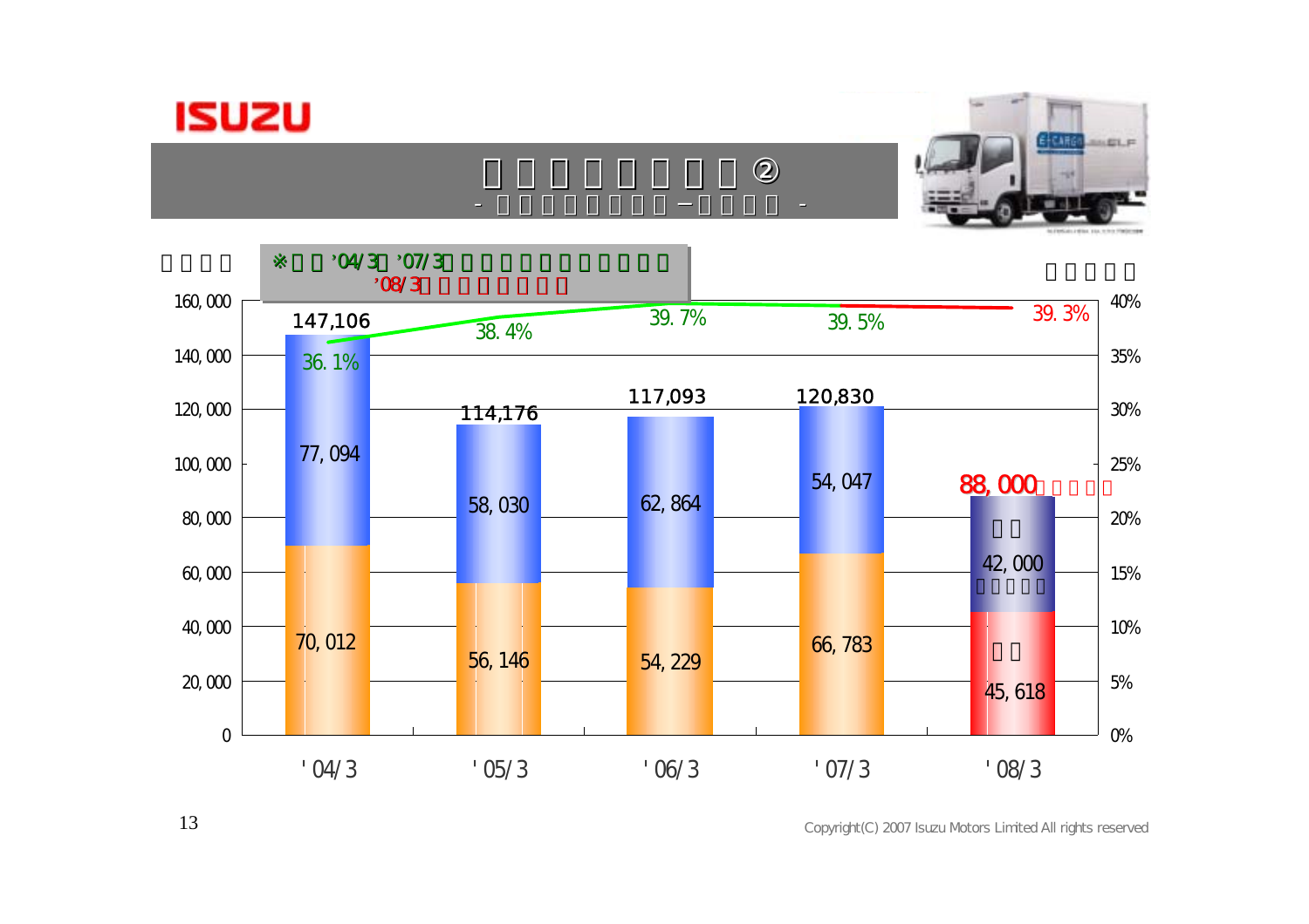# ISUZU

## □□□□□□□□②

- □□□□□□□□ −□□□□ -

□□□□

※□□'04/3□'07/3□□□□□□□□□□□□
'08/3□□□□□□□□

□□□□□

| | '04/3 | '05/3 | '06/3 | '07/3 | '08/3 |
|---|---|---|---|---|---|
| Total | 147,106 | 114,176 | 117,093 | 120,830 | 88,000□□□□□ |
| Upper segment | 77,094 | 58,030 | 62,864 | 54,047 | □□ 42,000 □□□□□ |
| Lower segment | 70,012 | 56,146 | 54,229 | 66,783 | □□ 45,618 |
| % | 36.1% | 38.4% | 39.7% | 39.5% | 39.3% |

Copyright(C) 2007 Isuzu Motors Limited All rights reserved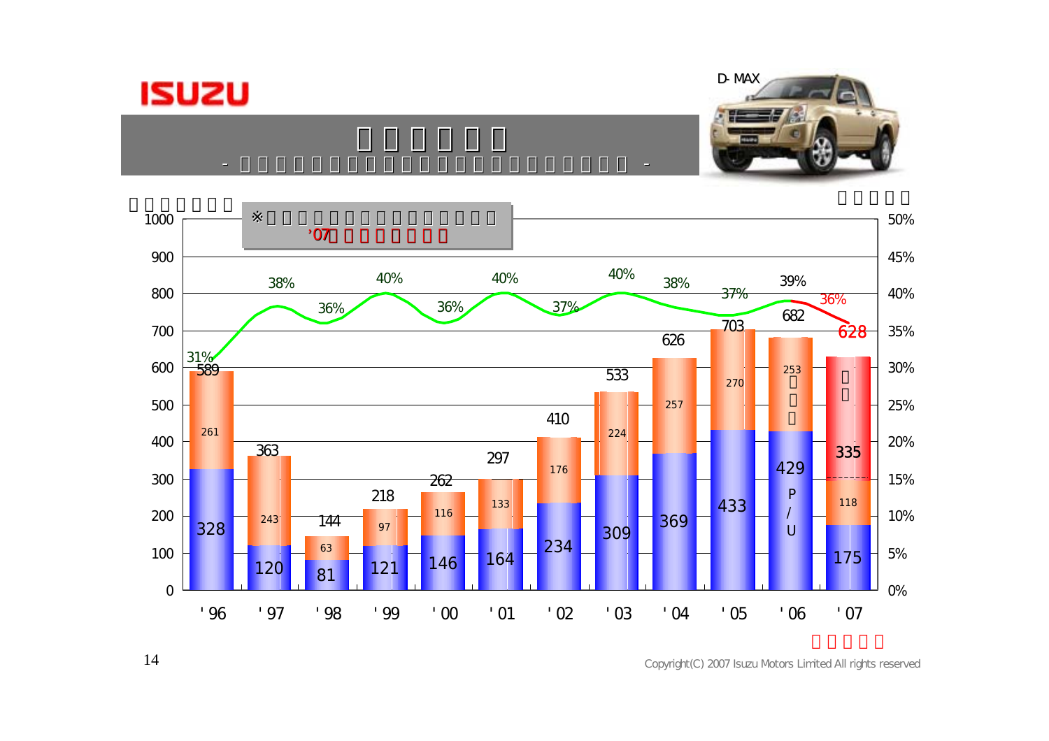# ISUZU

D-MAX

※ '07

| Year | P/U | Other | Total | % |
|---|---|---|---|---|
| '96 | 328 | 261 | 589 | 31% |
| '97 | 120 | 243 | 363 | 38% |
| '98 | 81 | 63 | 144 | 36% |
| '99 | 121 | 97 | 218 | 40% |
| '00 | 146 | 116 | 262 | 36% |
| '01 | 164 | 133 | 297 | 40% |
| '02 | 234 | 176 | 410 | 37% |
| '03 | 309 | 224 | 533 | 40% |
| '04 | 369 | 257 | 626 | 38% |
| '05 | 433 | 270 | 703 | 37% |
| '06 | 429 | 253 | 682 | 39% |
| '07 | 175 | 118 (335) | 628 | 36% |

Copyright(C) 2007 Isuzu Motors Limited All rights reserved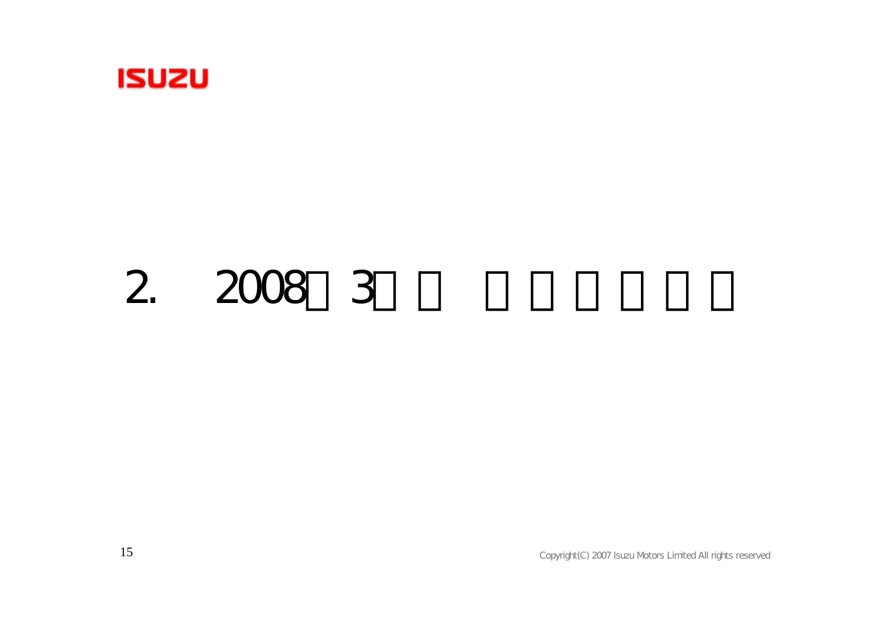# 2. 2008□3□□ □□□□□□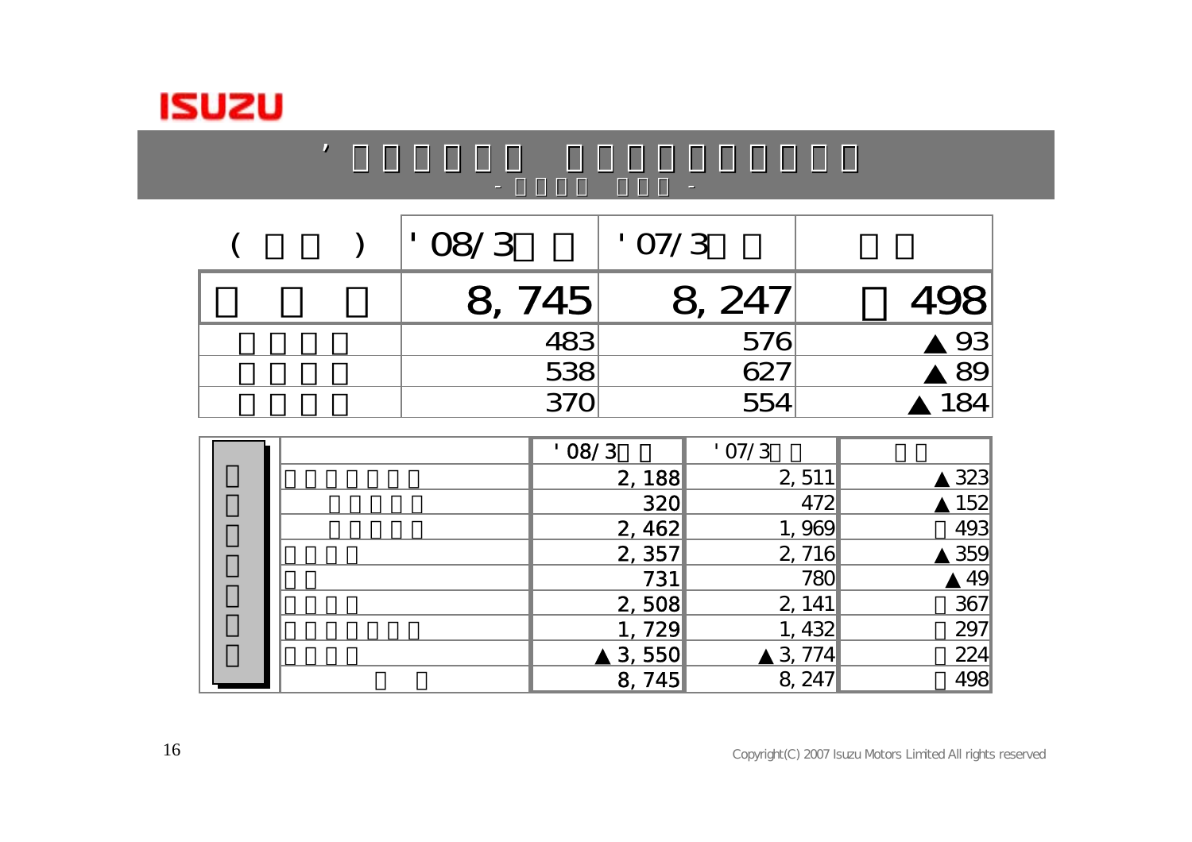| ( ) | '08/3 | '07/3 | |
|---|---|---|---|
| | 8,745 | 8,247 | 498 |
| | 483 | 576 | ▲93 |
| | 538 | 627 | ▲89 |
| | 370 | 554 | ▲184 |

| | | '08/3 | '07/3 | |
|---|---|---|---|---|
| | | 2,188 | 2,511 | ▲323 |
| | | 320 | 472 | ▲152 |
| | | 2,462 | 1,969 | 493 |
| | | 2,357 | 2,716 | ▲359 |
| | | 731 | 780 | ▲49 |
| | | 2,508 | 2,141 | 367 |
| | | 1,729 | 1,432 | 297 |
| | | ▲3,550 | ▲3,774 | 224 |
| | | 8,745 | 8,247 | 498 |

Copyright(C) 2007 Isuzu Motors Limited All rights reserved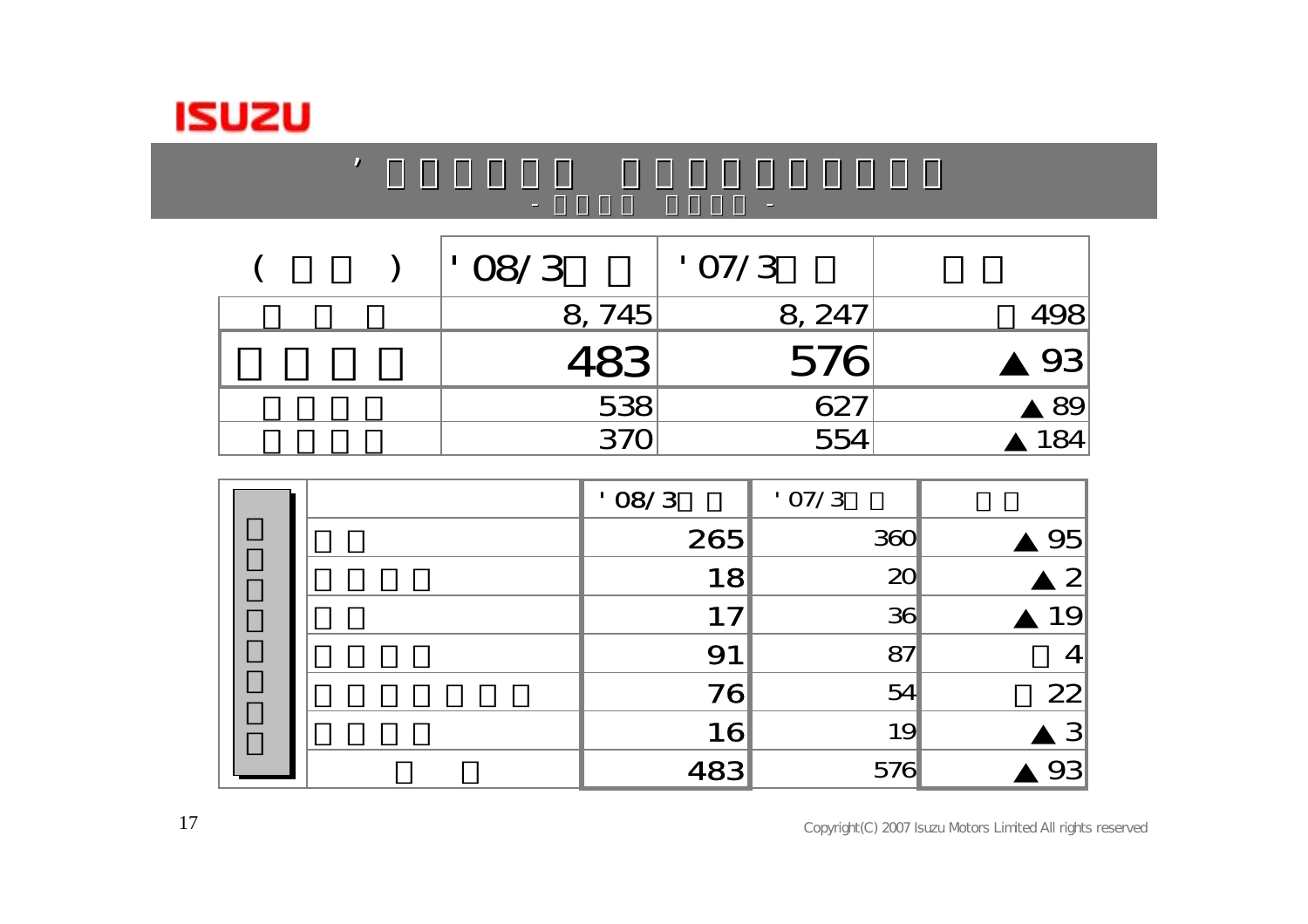ISUZU

# ’□□□□□□ □□□□□□□□□

-□□□□ □□□□-

| (□□) | '08/3□□ | '07/3□□ | □□ |
|---|---|---|---|
| □□□ | 8,745 | 8,247 | □498 |
| **□□□□** | **483** | **576** | **▲93** |
| □□□□ | 538 | 627 | ▲89 |
| □□□□ | 370 | 554 | ▲184 |

| □□□□□□□□ | | '08/3□□ | '07/3□□ | □□ |
|---|---|---|---|---|
| | □□ | 265 | 360 | ▲95 |
| | □□□□ | 18 | 20 | ▲2 |
| | □□ | 17 | 36 | ▲19 |
| | □□□□ | 91 | 87 | □4 |
| | □□□□□□□ | 76 | 54 | □22 |
| | □□□□ | 16 | 19 | ▲3 |
| | □□ | 483 | 576 | ▲93 |

Copyright(C) 2007 Isuzu Motors Limited All rights reserved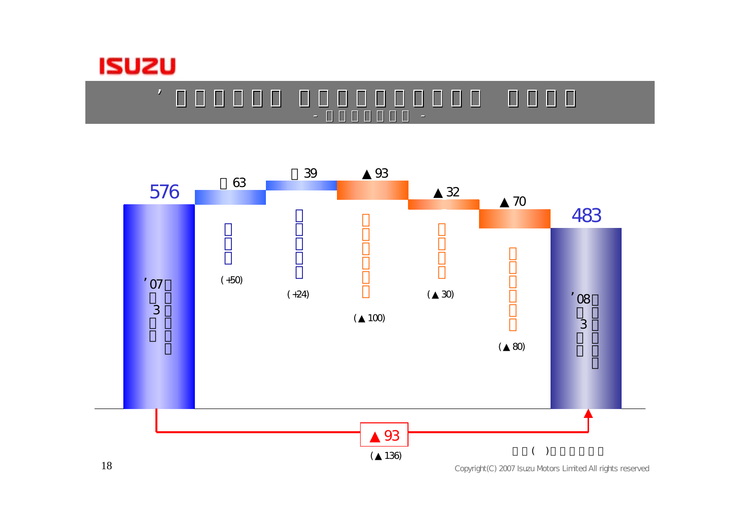# ’ □□□□□□ □□□□□□□□□ □□□□

- □□□□□□□ -

| | | | | | | |
|---|---|---|---|---|---|---|
| 576 | □63 | □39 | ▲93 | ▲32 | ▲70 | 483 |
| ’07□□ 3□□□□□□ | □□□ (+50) | □□□□□ (+24) | □□□□□□ (▲100) | □□□□ (▲30) | □□□□□□ (▲80) | ’08□□ 3□□□□□□ |

▲93

(▲136)

□□( )□□□□□□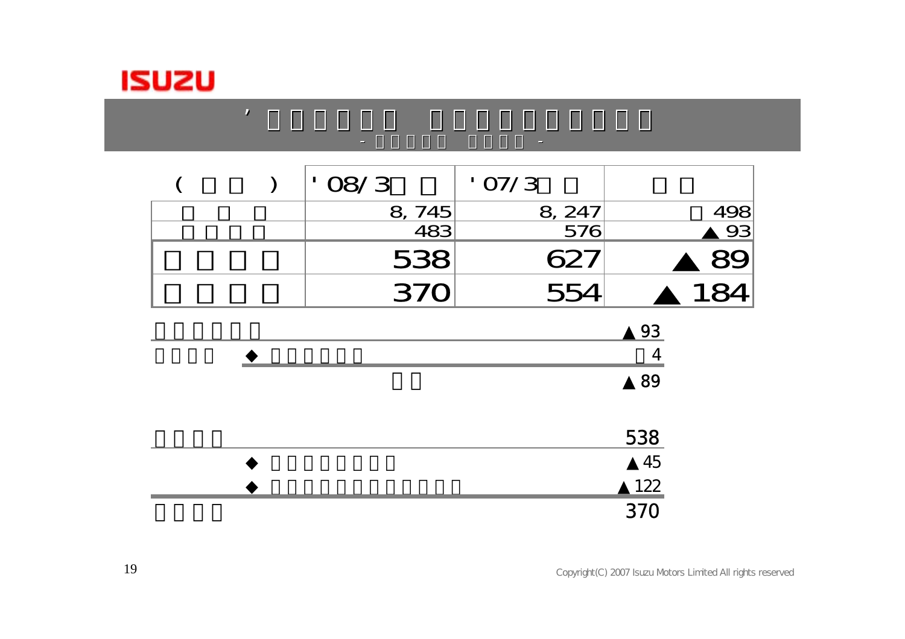# ’□□□□□□ □□□□□□□□□□

- □□□□□ □□□□ -

| ( □□ ) | '08/3□□ | '07/3□□ | □□ |
|---|---|---|---|
| □□□ | 8,745 | 8,247 | □498 |
| □□□□ | 483 | 576 | ▲93 |
| **□□□□** | **538** | **627** | **▲89** |
| **□□□□** | **370** | **554** | **▲184** |

| | |
|---|---|
| □□□□□□ | ▲93 |
| □□□□ ◆ □□□□□□ | □4 |
| □□ | ▲89 |

| | |
|---|---|
| □□□□ | 538 |
| ◆ □□□□□□□□ | ▲45 |
| ◆ □□□□□□□□□□□□□ | ▲122 |
| □□□□ | 370 |

Copyright(C) 2007 Isuzu Motors Limited All rights reserved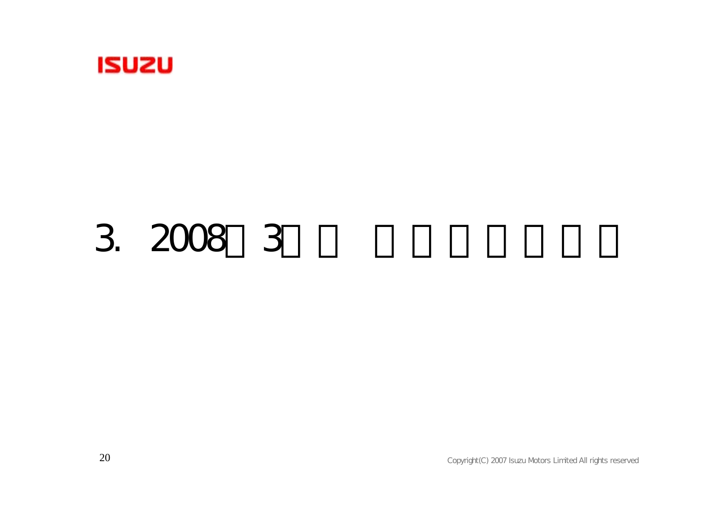# 3. 2008□3□□ □□□□□□□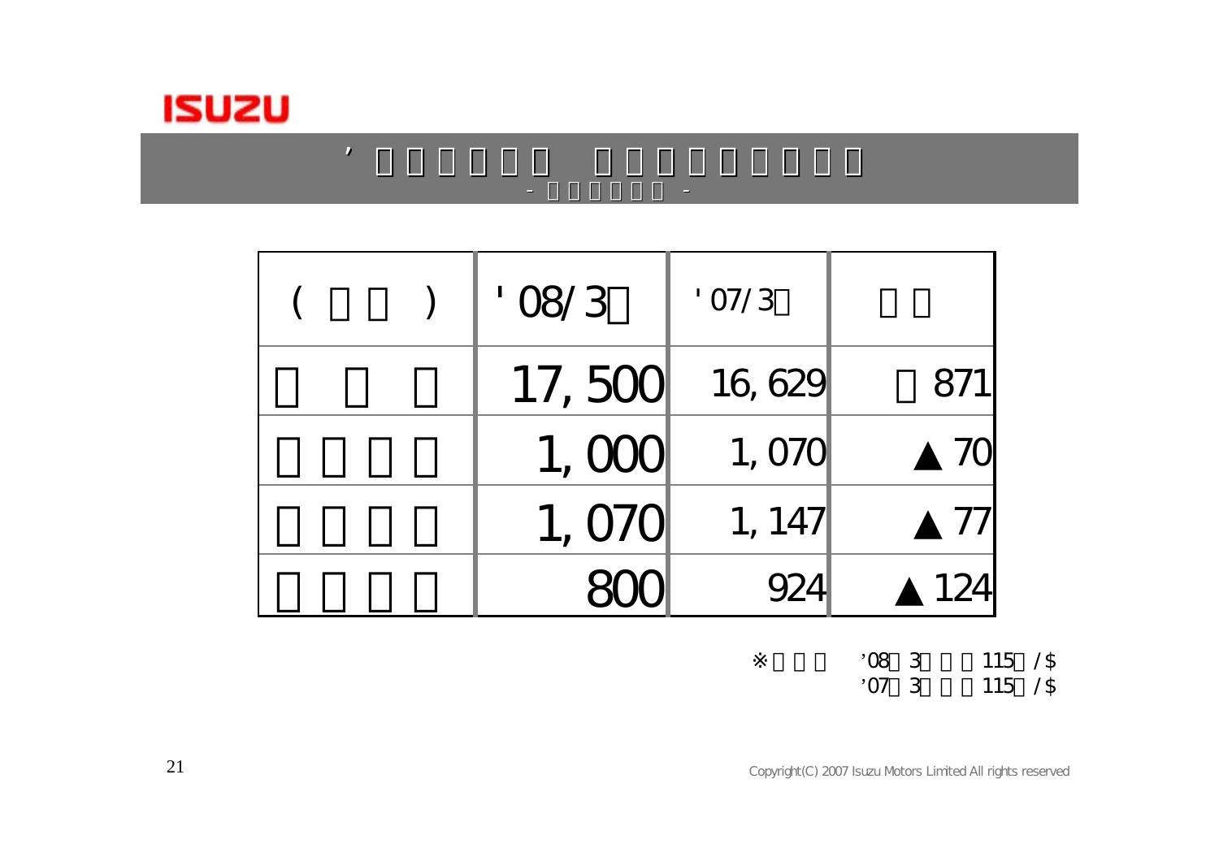ISUZU

## ’□□□□□□ □□□□□□□□□

- □□□□□□ -

| ( □□ ) | '08/3□ | '07/3□ | □□ |
|---|---|---|---|
| □□□ | 17,500 | 16,629 | □871 |
| □□□□ | 1,000 | 1,070 | ▲70 |
| □□□□ | 1,070 | 1,147 | ▲77 |
| □□□□ | 800 | 924 | ▲124 |

※□□□ ’08□3□□□115□/$
’07□3□□□115□/$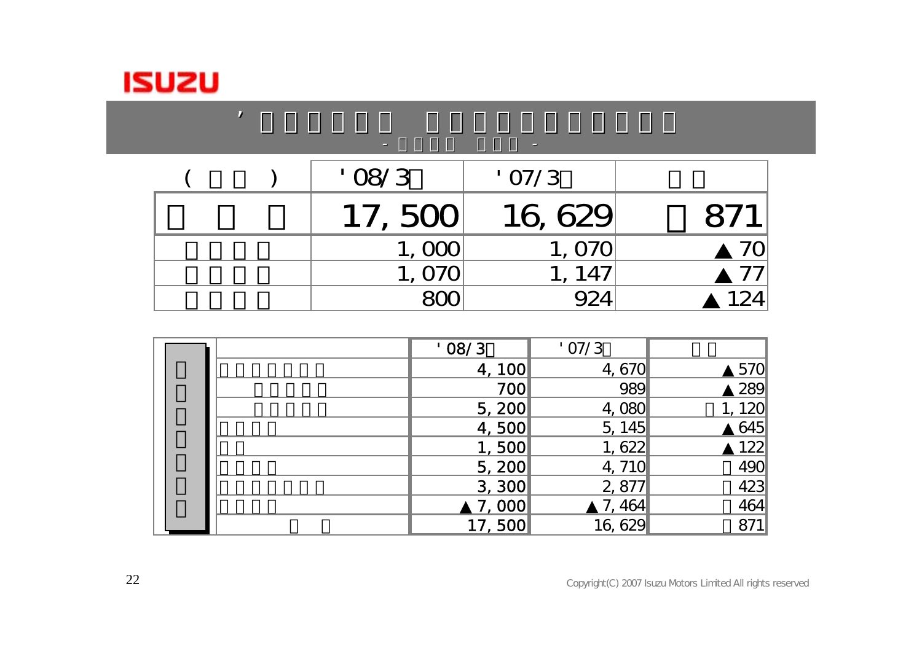| | '08/3 | '07/3 | |
|---|---|---|---|
| | 17,500 | 16,629 | 871 |
| | 1,000 | 1,070 | ▲70 |
| | 1,070 | 1,147 | ▲77 |
| | 800 | 924 | ▲124 |

| | '08/3 | '07/3 | |
|---|---|---|---|
| | 4,100 | 4,670 | ▲570 |
| | 700 | 989 | ▲289 |
| | 5,200 | 4,080 | 1,120 |
| | 4,500 | 5,145 | ▲645 |
| | 1,500 | 1,622 | ▲122 |
| | 5,200 | 4,710 | 490 |
| | 3,300 | 2,877 | 423 |
| | ▲7,000 | ▲7,464 | 464 |
| | 17,500 | 16,629 | 871 |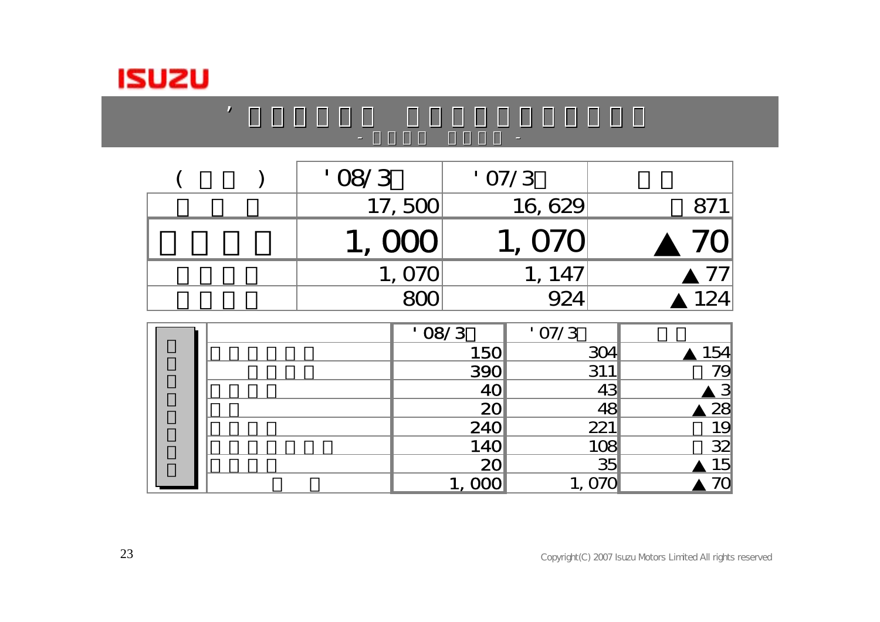| ( ) | '08/3 | '07/3 | |
|---|---:|---:|---:|
| | 17,500 | 16,629 | 871 |
| | **1,000** | **1,070** | **▲70** |
| | 1,070 | 1,147 | ▲77 |
| | 800 | 924 | ▲124 |

| | | '08/3 | '07/3 | |
|---|---|---:|---:|---:|
| | | 150 | 304 | ▲154 |
| | | 390 | 311 | 79 |
| | | 40 | 43 | ▲3 |
| | | 20 | 48 | ▲28 |
| | | 240 | 221 | 19 |
| | | 140 | 108 | 32 |
| | | 20 | 35 | ▲15 |
| | | 1,000 | 1,070 | ▲70 |

Copyright(C) 2007 Isuzu Motors Limited All rights reserved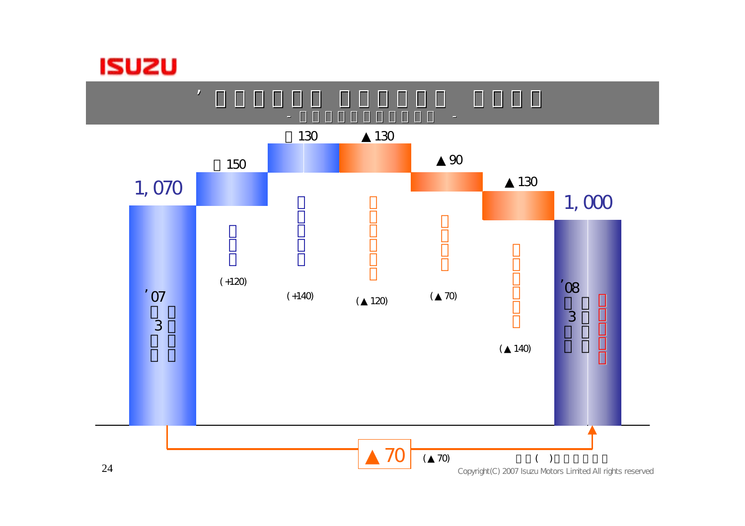ISUZU

| | '07 3 | □150 | □130 | ▲130 | ▲90 | ▲130 | '08 3 |
|---|---|---|---|---|---|---|---|
| Value | 1, 070 | 150 | 130 | ▲130 | ▲90 | ▲130 | 1, 000 |
| ( ) | | (+120) | (+140) | (▲120) | (▲70) | (▲140) | |

▲70 (▲70)

Copyright(C) 2007 Isuzu Motors Limited All rights reserved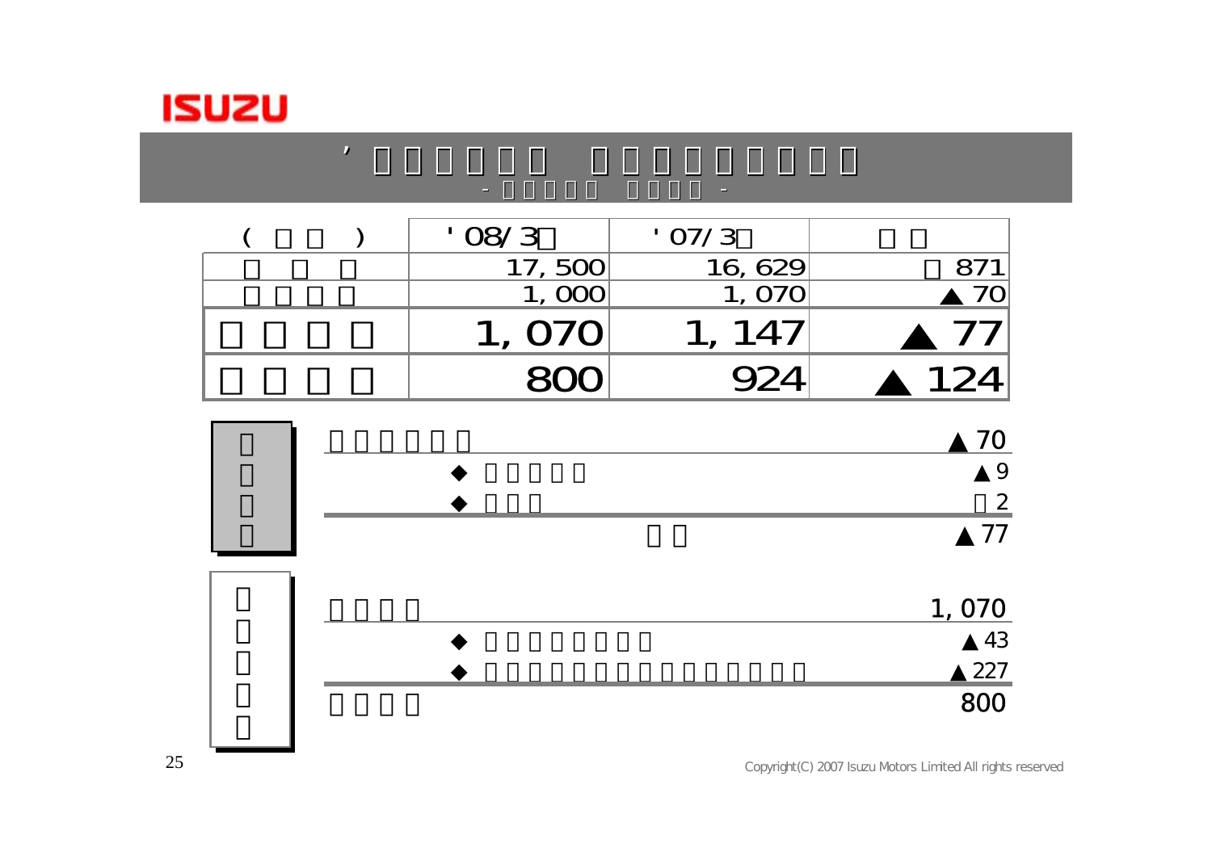# ’□□□□□□ □□□□□□□□

## - □□□□□ □□□□ -

| ( □□ ) | '08/3□ | '07/3□ | □□ |
|---|---|---|---|
| □□□ | 17,500 | 16,629 | □871 |
| □□□□ | 1,000 | 1,070 | ▲70 |
| □□□□ | 1,070 | 1,147 | ▲77 |
| □□□□ | 800 | 924 | ▲124 |

**□□□□**

| | |
|---|---|
| □□□□□□ | ▲70 |
| ◆ □□□□□ | ▲9 |
| ◆ □□□ | □2 |
| □□ | ▲77 |

**□□□□□**

| | |
|---|---|
| □□□□ | 1,070 |
| ◆ □□□□□□□□ | ▲43 |
| ◆ □□□□□□□□□□□□□□□□□□□□ | ▲227 |
| □□□□ | 800 |

Copyright(C) 2007 Isuzu Motors Limited All rights reserved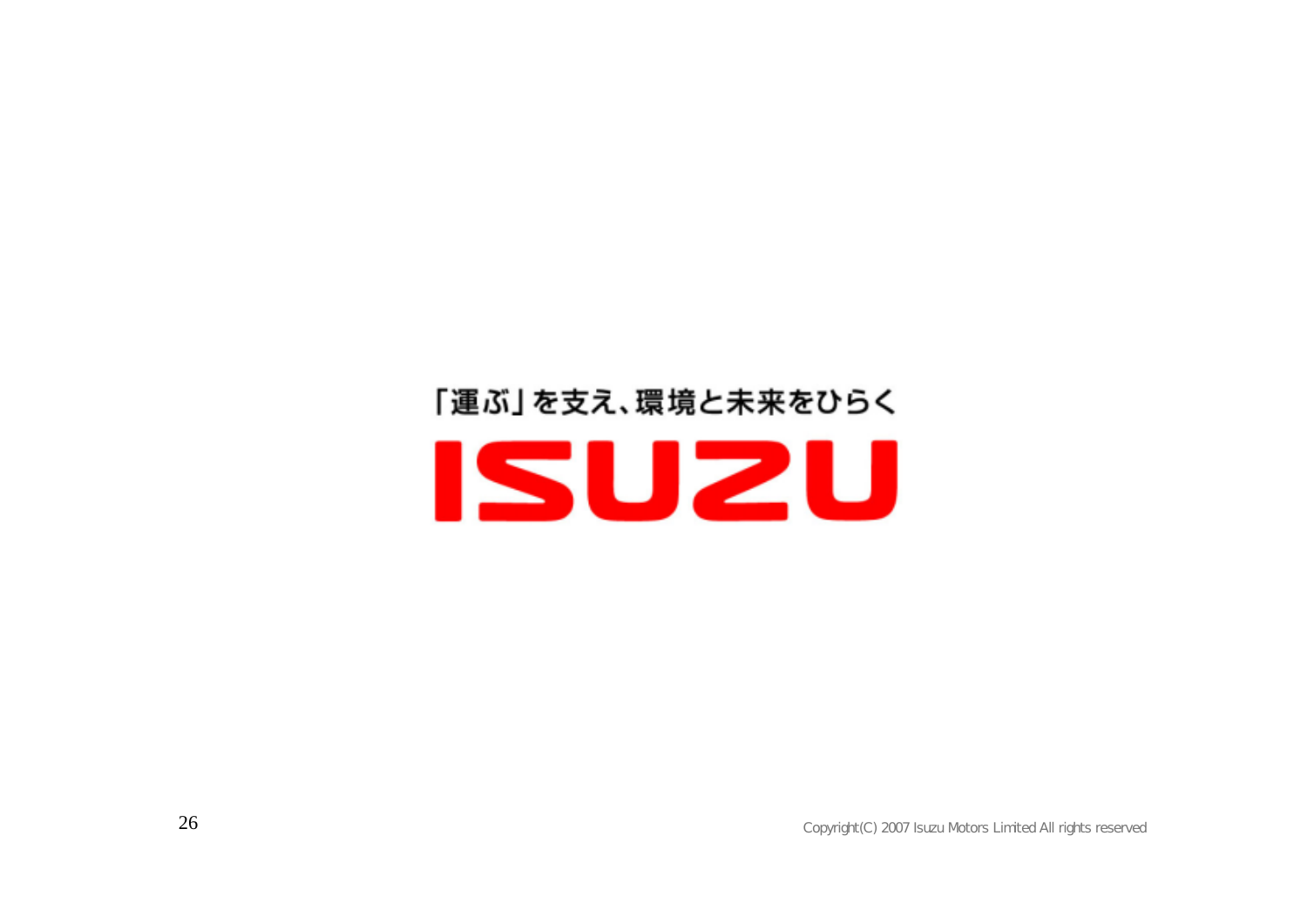「運ぶ」を支え、環境と未来をひらく

ISUZU

Copyright(C) 2007 Isuzu Motors Limited All rights reserved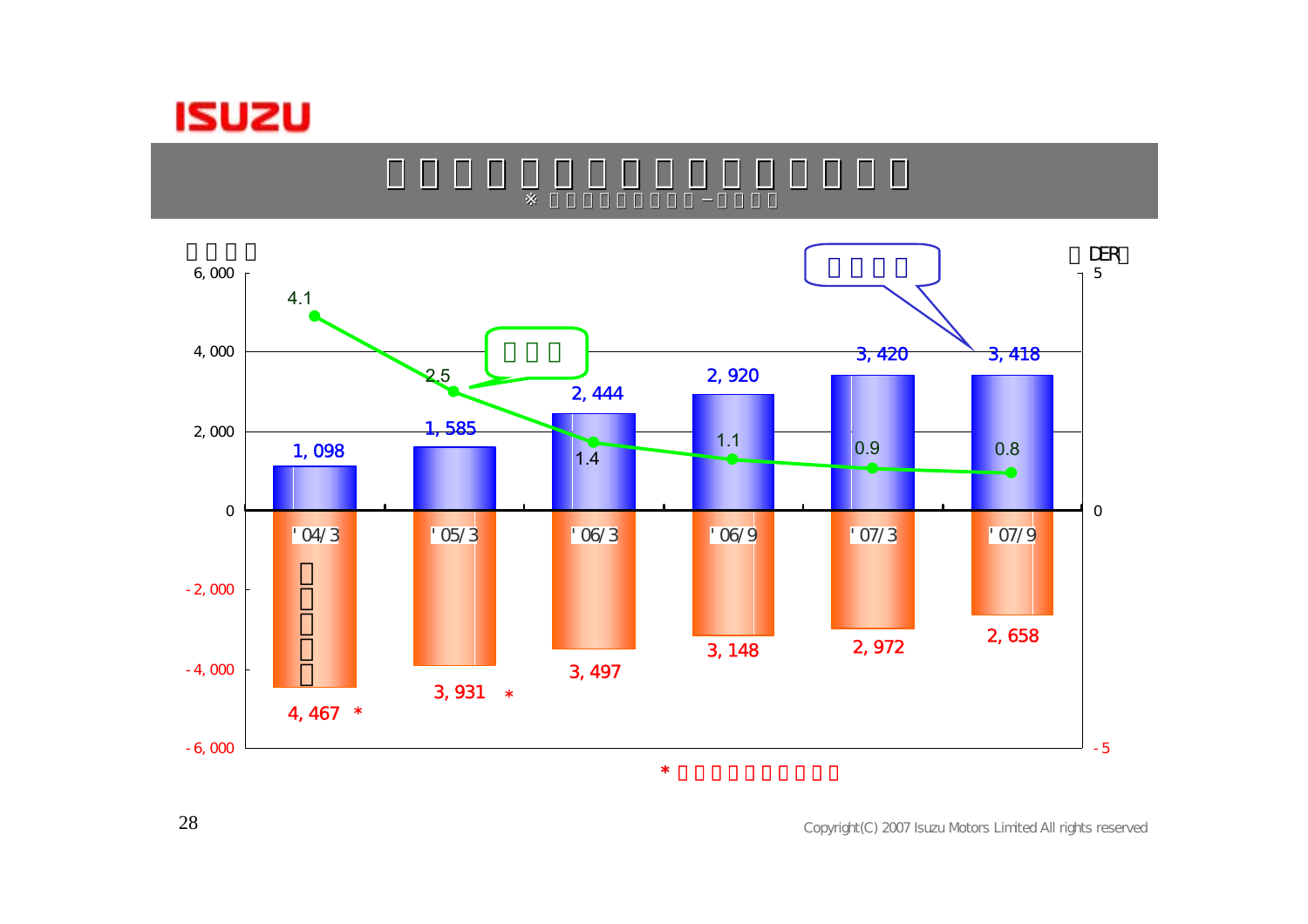| | '04/3 | '05/3 | '06/3 | '06/9 | '07/3 | '07/9 |
|---|---|---|---|---|---|---|
| (Blue bars) | 1, 098 | 1, 585 | 2, 444 | 2, 920 | 3, 420 | 3, 418 |
| (Orange bars) | 4, 467 * | 3, 931 * | 3, 497 | 3, 148 | 2, 972 | 2, 658 |
| DER | 4.1 | 2.5 | 1.4 | 1.1 | 0.9 | 0.8 |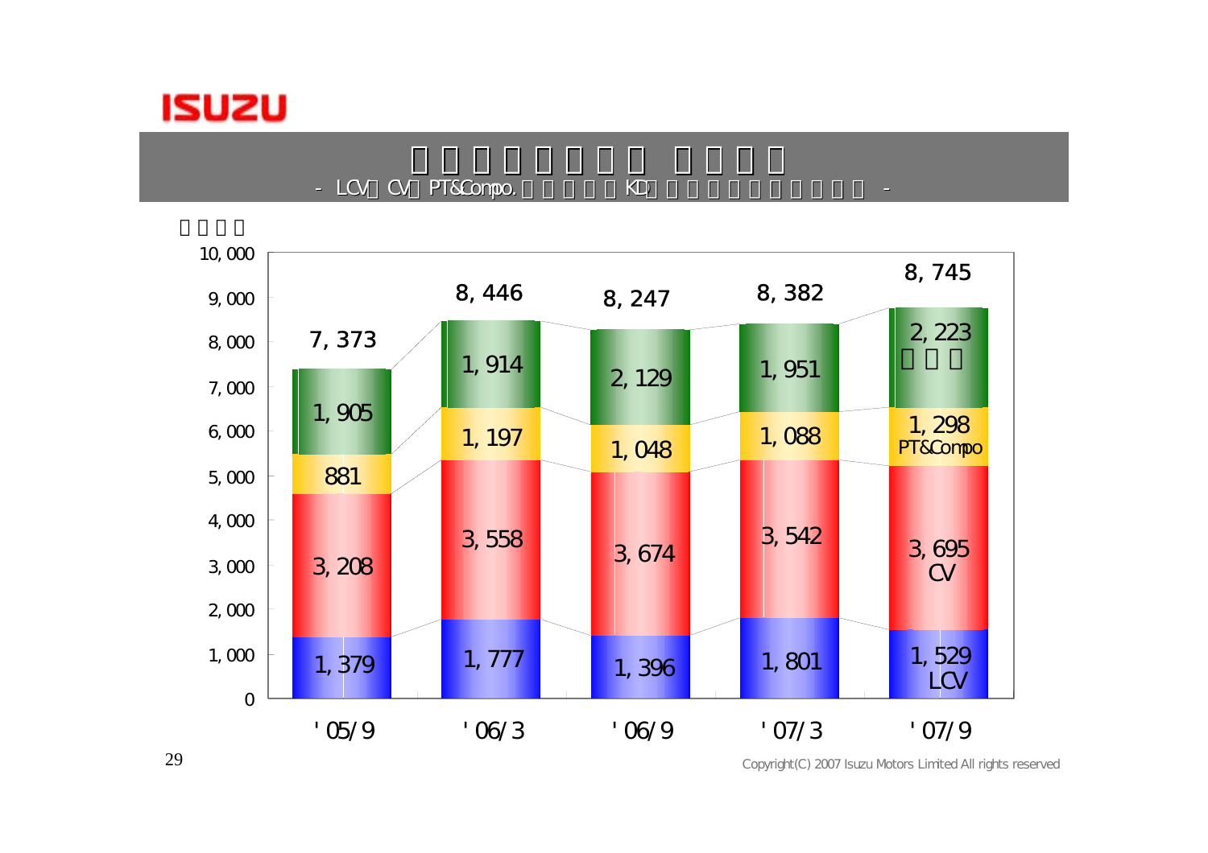- LCV CV PT&Compo. KD -

| | '05/9 | '06/3 | '06/9 | '07/3 | '07/9 |
|---|---|---|---|---|---|
| (green segment; label not legible) | 1,905 | 1,914 | 2,129 | 1,951 | 2,223 |
| PT&Compo | 881 | 1,197 | 1,048 | 1,088 | 1,298 |
| CV | 3,208 | 3,558 | 3,674 | 3,542 | 3,695 |
| LCV | 1,379 | 1,777 | 1,396 | 1,801 | 1,529 |
| Total | 7,373 | 8,446 | 8,247 | 8,382 | 8,745 |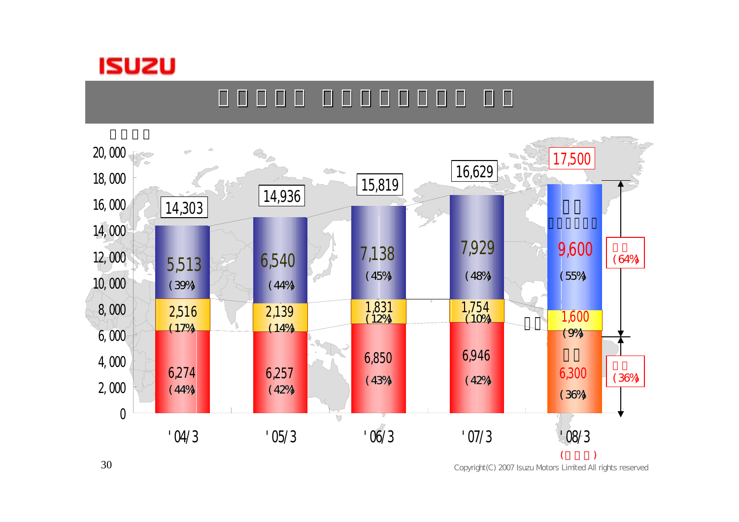ISUZU

| | '04/3 | '05/3 | '06/3 | '07/3 | '08/3 |
|---|---|---|---|---|---|
| | 5,513 (39%) | 6,540 (44%) | 7,138 (45%) | 7,929 (48%) | 9,600 (55%) |
| | 2,516 (17%) | 2,139 (14%) | 1,831 (12%) | 1,754 (10%) | 1,600 (9%) |
| | 6,274 (44%) | 6,257 (42%) | 6,850 (43%) | 6,946 (42%) | 6,300 (36%) |
| Total | 14,303 | 14,936 | 15,819 | 16,629 | 17,500 |

(64%)

(36%)

Copyright(C) 2007 Isuzu Motors Limited All rights reserved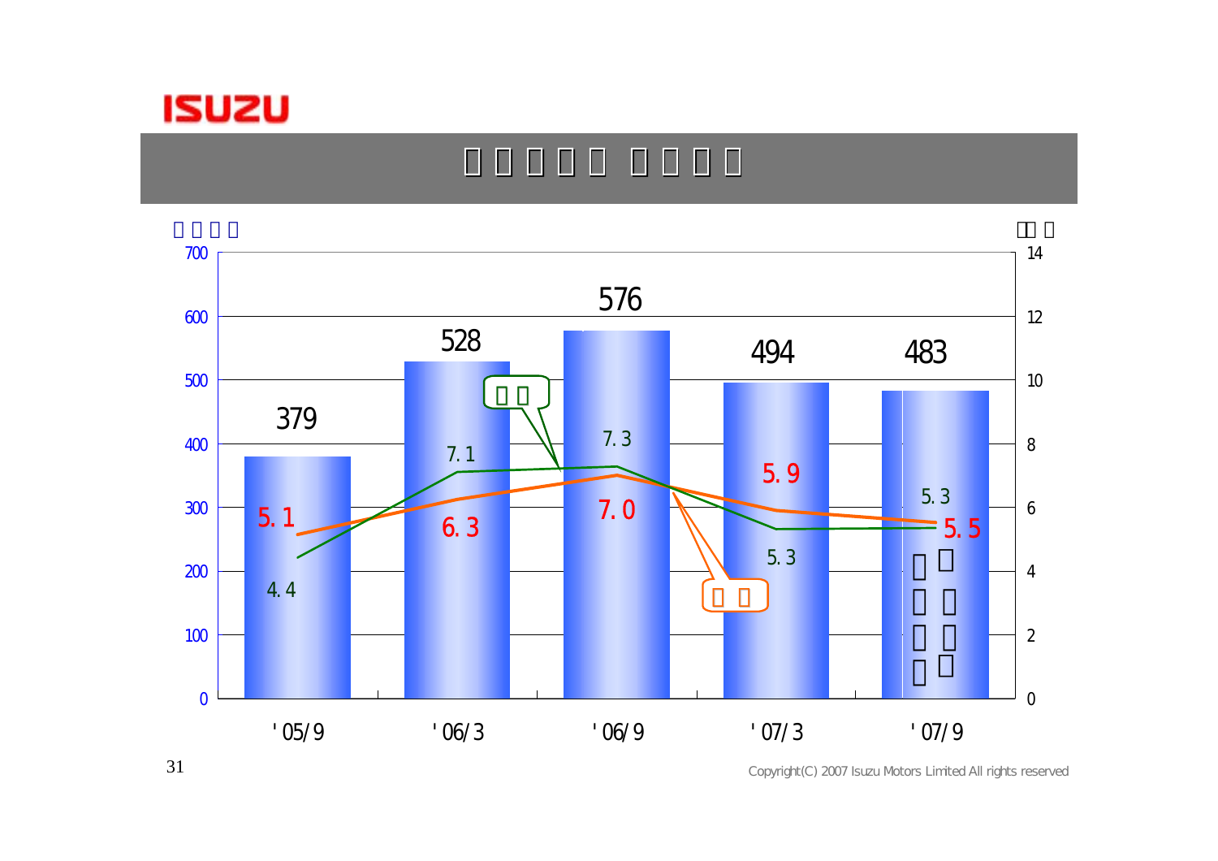**ISUZU**

# □□□□□ □□□□

| | '05/9 | '06/3 | '06/9 | '07/3 | '07/9 |
|---|---|---|---|---|---|
| (bars) | 379 | 528 | 576 | 494 | 483 |
| (orange line) | 5.1 | 6.3 | 7.0 | 5.9 | 5.5 |
| (green line) | 4.4 | 7.1 | 7.3 | 5.3 | 5.3 |

Copyright(C) 2007 Isuzu Motors Limited All rights reserved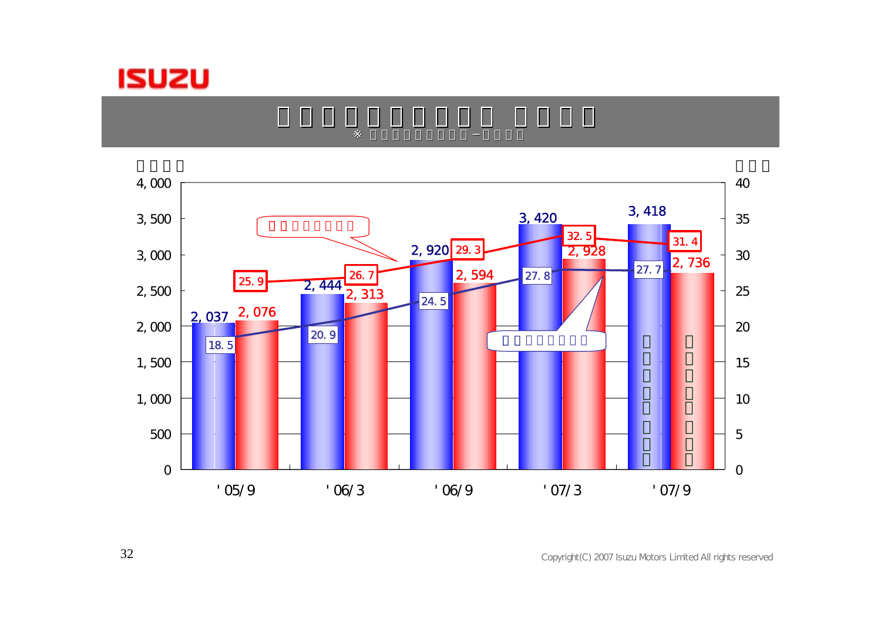| | '05/9 | '06/3 | '06/9 | '07/3 | '07/9 |
|---|---|---|---|---|---|
| | 2, 037 | 2, 444 | 2, 920 | 3, 420 | 3, 418 |
| | 2, 076 | 2, 313 | 2, 594 | 2, 928 | 2, 736 |
| | 18. 5 | 20. 9 | 24. 5 | 27. 8 | 27. 7 |
| | 25. 9 | 26. 7 | 29. 3 | 32. 5 | 31. 4 |

Copyright(C) 2007 Isuzu Motors Limited All rights reserved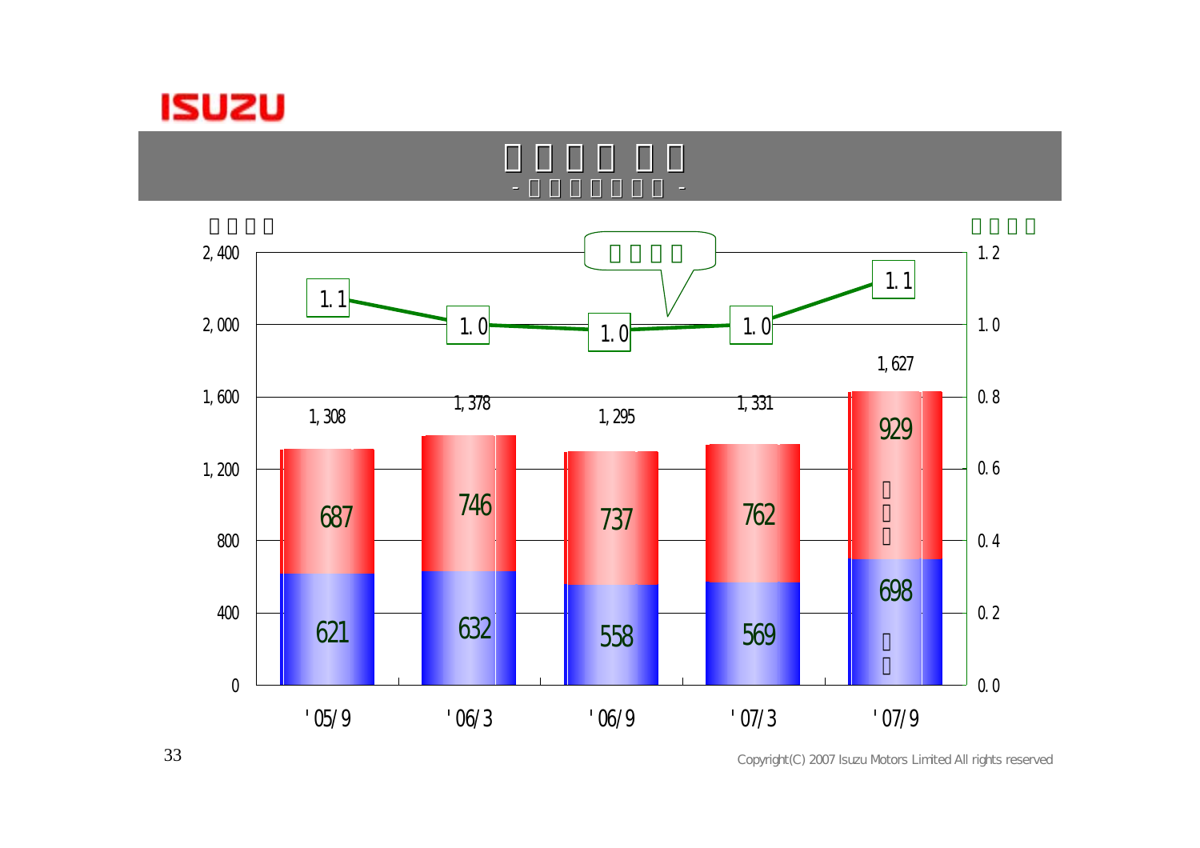| | '05/9 | '06/3 | '06/9 | '07/3 | '07/9 |
|---|---|---|---|---|---|
| | 687 | 746 | 737 | 762 | 929 |
| | 621 | 632 | 558 | 569 | 698 |
| | 1,308 | 1,378 | 1,295 | 1,331 | 1,627 |
| | 1.1 | 1.0 | 1.0 | 1.0 | 1.1 |

Copyright(C) 2007 Isuzu Motors Limited All rights reserved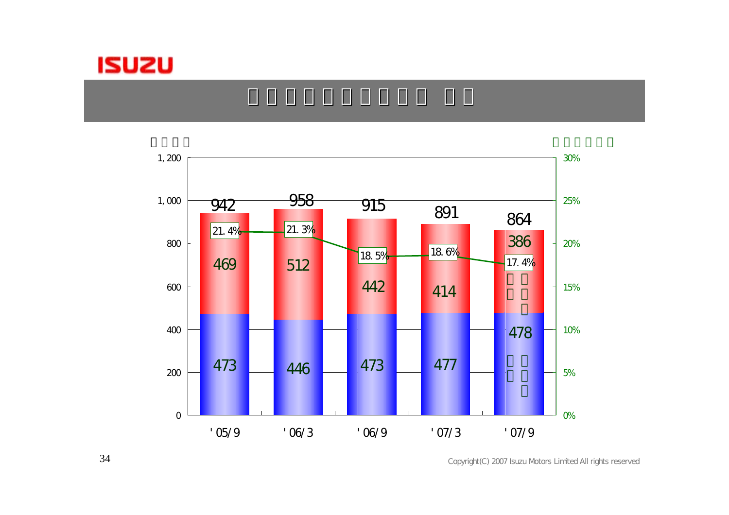| | '05/9 | '06/3 | '06/9 | '07/3 | '07/9 |
|---|---|---|---|---|---|
| | 942 | 958 | 915 | 891 | 864 |
| | 469 | 512 | 442 | 414 | 386 |
| | 473 | 446 | 473 | 477 | 478 |
| | 21.4% | 21.3% | 18.5% | 18.6% | 17.4% |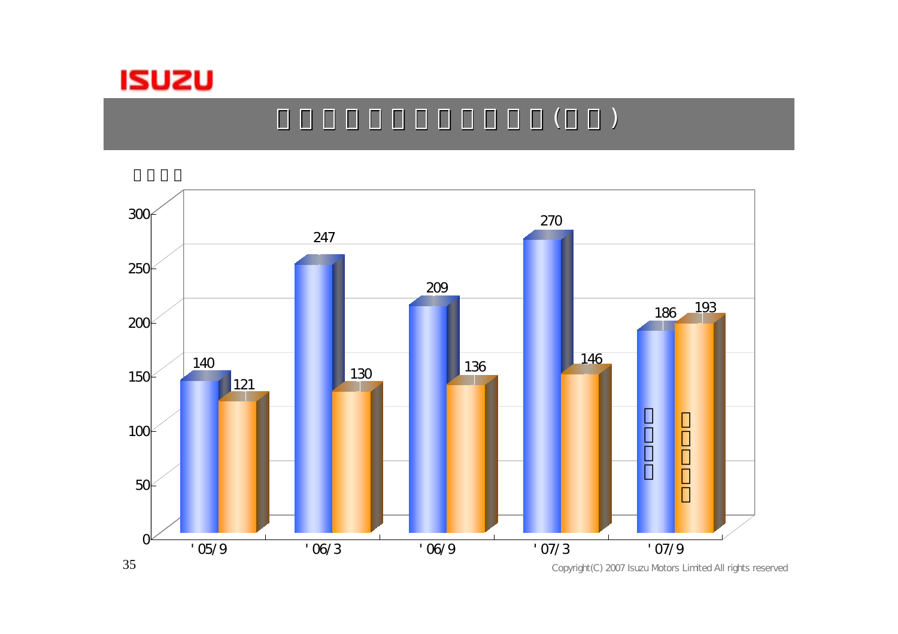# □□□□□□□□□□□□(□□)

□□□□

300
250
200
150
100
50
0

140
121
247
130
209
136
270
146
186
193

□□□□
□□□□□

'05/9
'06/3
'06/9
'07/3
'07/9

Copyright(C) 2007 Isuzu Motors Limited All rights reserved